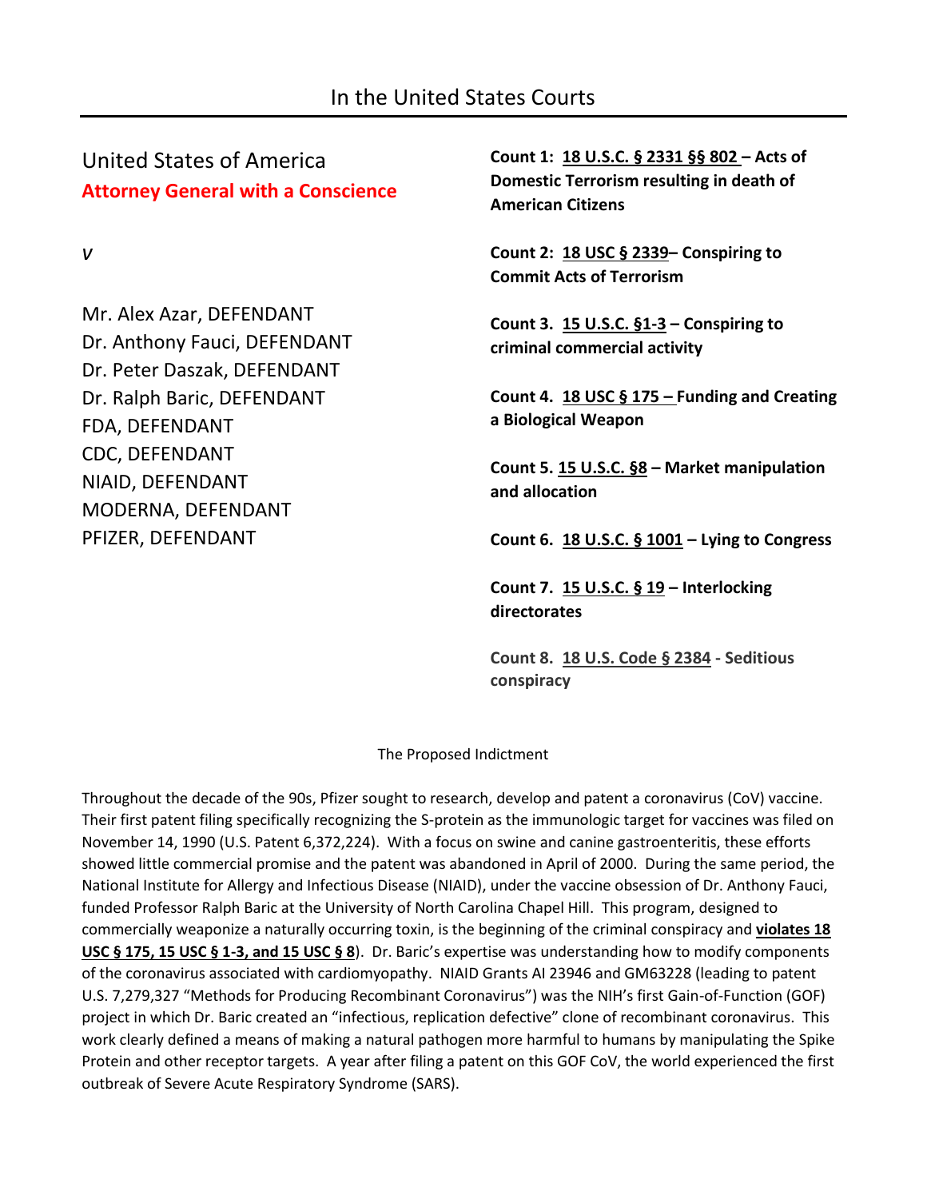# In the United States Courts

United States of America
**Attorney General with a Conscience**

*v*

Mr. Alex Azar, DEFENDANT
Dr. Anthony Fauci, DEFENDANT
Dr. Peter Daszak, DEFENDANT
Dr. Ralph Baric, DEFENDANT
FDA, DEFENDANT
CDC, DEFENDANT
NIAID, DEFENDANT
MODERNA, DEFENDANT
PFIZER, DEFENDANT

**Count 1: 18 U.S.C. § 2331 §§ 802 – Acts of Domestic Terrorism resulting in death of American Citizens**

**Count 2: 18 USC § 2339– Conspiring to Commit Acts of Terrorism**

**Count 3. 15 U.S.C. §1-3 – Conspiring to criminal commercial activity**

**Count 4. 18 USC § 175 – Funding and Creating a Biological Weapon**

**Count 5. 15 U.S.C. §8 – Market manipulation and allocation**

**Count 6. 18 U.S.C. § 1001 – Lying to Congress**

**Count 7. 15 U.S.C. § 19 – Interlocking directorates**

**Count 8. 18 U.S. Code § 2384 - Seditious conspiracy**

The Proposed Indictment

Throughout the decade of the 90s, Pfizer sought to research, develop and patent a coronavirus (CoV) vaccine. Their first patent filing specifically recognizing the S-protein as the immunologic target for vaccines was filed on November 14, 1990 (U.S. Patent 6,372,224). With a focus on swine and canine gastroenteritis, these efforts showed little commercial promise and the patent was abandoned in April of 2000. During the same period, the National Institute for Allergy and Infectious Disease (NIAID), under the vaccine obsession of Dr. Anthony Fauci, funded Professor Ralph Baric at the University of North Carolina Chapel Hill. This program, designed to commercially weaponize a naturally occurring toxin, is the beginning of the criminal conspiracy and **violates 18 USC § 175, 15 USC § 1-3, and 15 USC § 8**). Dr. Baric's expertise was understanding how to modify components of the coronavirus associated with cardiomyopathy. NIAID Grants AI 23946 and GM63228 (leading to patent U.S. 7,279,327 "Methods for Producing Recombinant Coronavirus") was the NIH's first Gain-of-Function (GOF) project in which Dr. Baric created an "infectious, replication defective" clone of recombinant coronavirus. This work clearly defined a means of making a natural pathogen more harmful to humans by manipulating the Spike Protein and other receptor targets. A year after filing a patent on this GOF CoV, the world experienced the first outbreak of Severe Acute Respiratory Syndrome (SARS).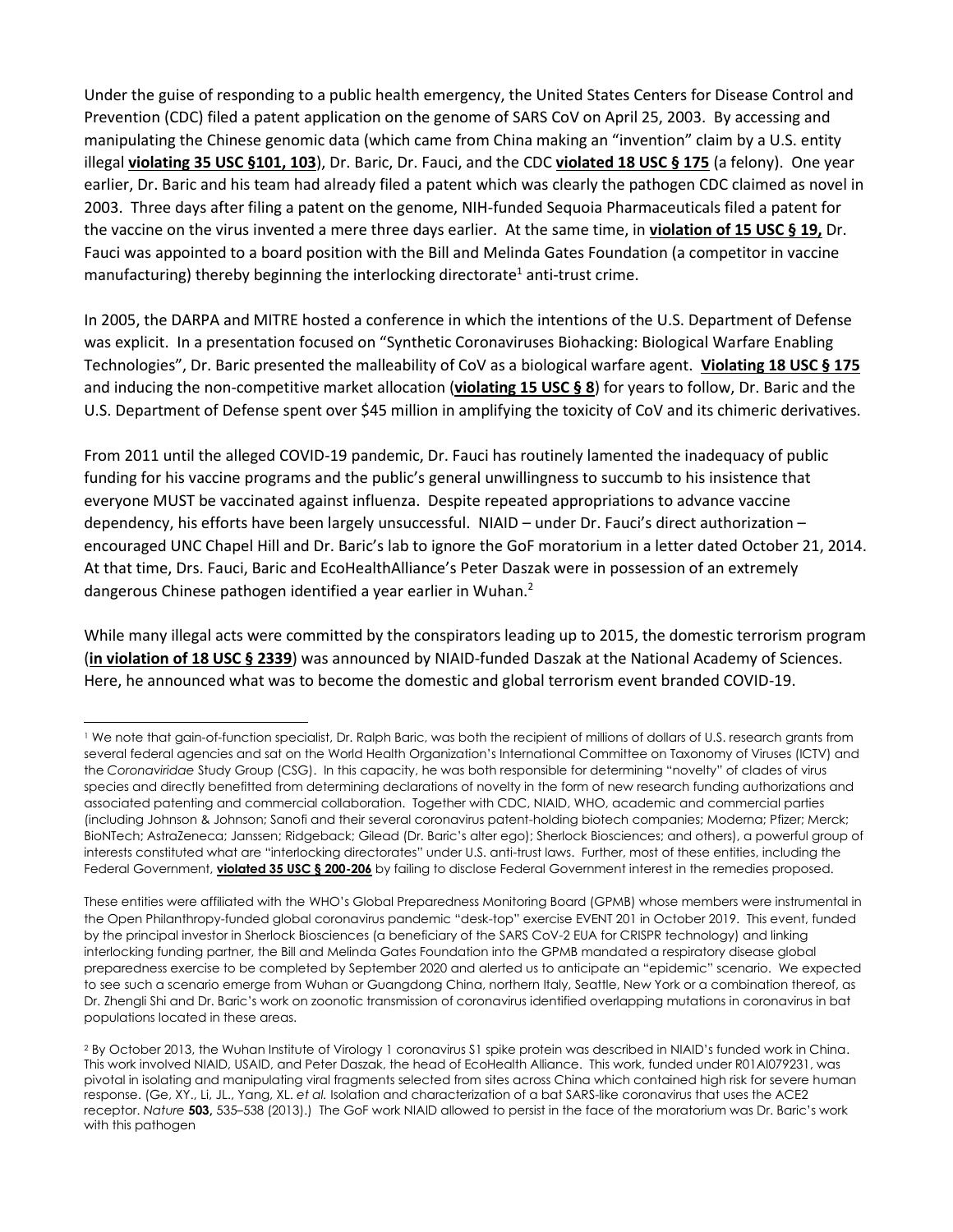Under the guise of responding to a public health emergency, the United States Centers for Disease Control and Prevention (CDC) filed a patent application on the genome of SARS CoV on April 25, 2003. By accessing and manipulating the Chinese genomic data (which came from China making an "invention" claim by a U.S. entity illegal **violating 35 USC §101, 103**), Dr. Baric, Dr. Fauci, and the CDC **violated 18 USC § 175** (a felony). One year earlier, Dr. Baric and his team had already filed a patent which was clearly the pathogen CDC claimed as novel in 2003. Three days after filing a patent on the genome, NIH-funded Sequoia Pharmaceuticals filed a patent for the vaccine on the virus invented a mere three days earlier. At the same time, in **violation of 15 USC § 19,** Dr. Fauci was appointed to a board position with the Bill and Melinda Gates Foundation (a competitor in vaccine manufacturing) thereby beginning the interlocking directorate[1] anti-trust crime.

In 2005, the DARPA and MITRE hosted a conference in which the intentions of the U.S. Department of Defense was explicit. In a presentation focused on "Synthetic Coronaviruses Biohacking: Biological Warfare Enabling Technologies", Dr. Baric presented the malleability of CoV as a biological warfare agent. **Violating 18 USC § 175** and inducing the non-competitive market allocation (**violating 15 USC § 8**) for years to follow, Dr. Baric and the U.S. Department of Defense spent over $45 million in amplifying the toxicity of CoV and its chimeric derivatives.

From 2011 until the alleged COVID-19 pandemic, Dr. Fauci has routinely lamented the inadequacy of public funding for his vaccine programs and the public's general unwillingness to succumb to his insistence that everyone MUST be vaccinated against influenza. Despite repeated appropriations to advance vaccine dependency, his efforts have been largely unsuccessful. NIAID – under Dr. Fauci's direct authorization – encouraged UNC Chapel Hill and Dr. Baric's lab to ignore the GoF moratorium in a letter dated October 21, 2014. At that time, Drs. Fauci, Baric and EcoHealthAlliance's Peter Daszak were in possession of an extremely dangerous Chinese pathogen identified a year earlier in Wuhan.[2]

While many illegal acts were committed by the conspirators leading up to 2015, the domestic terrorism program (**in violation of 18 USC § 2339**) was announced by NIAID-funded Daszak at the National Academy of Sciences. Here, he announced what was to become the domestic and global terrorism event branded COVID-19.

---

[1] We note that gain-of-function specialist, Dr. Ralph Baric, was both the recipient of millions of dollars of U.S. research grants from several federal agencies and sat on the World Health Organization's International Committee on Taxonomy of Viruses (ICTV) and the *Coronaviridae* Study Group (CSG). In this capacity, he was both responsible for determining "novelty" of clades of virus species and directly benefitted from determining declarations of novelty in the form of new research funding authorizations and associated patenting and commercial collaboration. Together with CDC, NIAID, WHO, academic and commercial parties (including Johnson & Johnson; Sanofi and their several coronavirus patent-holding biotech companies; Moderna; Pfizer; Merck; BioNTech; AstraZeneca; Janssen; Ridgeback; Gilead (Dr. Baric's alter ego); Sherlock Biosciences; and others), a powerful group of interests constituted what are "interlocking directorates" under U.S. anti-trust laws. Further, most of these entities, including the Federal Government, **violated 35 USC § 200-206** by failing to disclose Federal Government interest in the remedies proposed.

These entities were affiliated with the WHO's Global Preparedness Monitoring Board (GPMB) whose members were instrumental in the Open Philanthropy-funded global coronavirus pandemic "desk-top" exercise EVENT 201 in October 2019. This event, funded by the principal investor in Sherlock Biosciences (a beneficiary of the SARS CoV-2 EUA for CRISPR technology) and linking interlocking funding partner, the Bill and Melinda Gates Foundation into the GPMB mandated a respiratory disease global preparedness exercise to be completed by September 2020 and alerted us to anticipate an "epidemic" scenario. We expected to see such a scenario emerge from Wuhan or Guangdong China, northern Italy, Seattle, New York or a combination thereof, as Dr. Zhengli Shi and Dr. Baric's work on zoonotic transmission of coronavirus identified overlapping mutations in coronavirus in bat populations located in these areas.

[2] By October 2013, the Wuhan Institute of Virology 1 coronavirus S1 spike protein was described in NIAID's funded work in China. This work involved NIAID, USAID, and Peter Daszak, the head of EcoHealth Alliance. This work, funded under R01AI079231, was pivotal in isolating and manipulating viral fragments selected from sites across China which contained high risk for severe human response. (Ge, XY., Li, JL., Yang, XL. *et al.* Isolation and characterization of a bat SARS-like coronavirus that uses the ACE2 receptor. *Nature* **503,** 535–538 (2013).) The GoF work NIAID allowed to persist in the face of the moratorium was Dr. Baric's work with this pathogen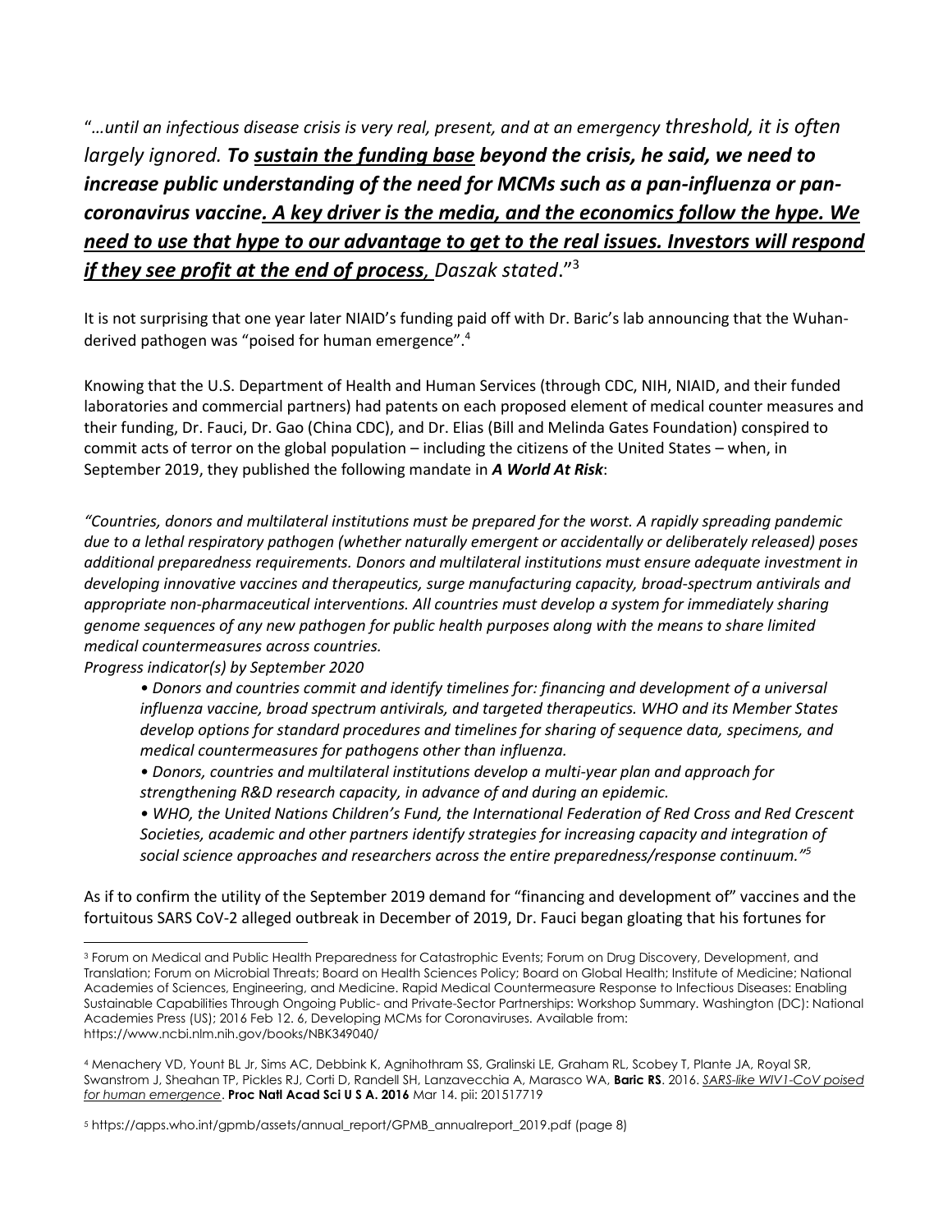"*…until an infectious disease crisis is very real, present, and at an emergency threshold, it is often largely ignored.* ***To <u>sustain the funding base</u> beyond the crisis, he said, we need to increase public understanding of the need for MCMs such as a pan-influenza or pan-coronavirus vaccine<u>. A key driver is the media, and the economics follow the hype. We need to use that hype to our advantage to get to the real issues. Investors will respond if they see profit at the end of process,</u>*** *Daszak stated*."[3]

It is not surprising that one year later NIAID's funding paid off with Dr. Baric's lab announcing that the Wuhan-derived pathogen was "poised for human emergence".[4]

Knowing that the U.S. Department of Health and Human Services (through CDC, NIH, NIAID, and their funded laboratories and commercial partners) had patents on each proposed element of medical counter measures and their funding, Dr. Fauci, Dr. Gao (China CDC), and Dr. Elias (Bill and Melinda Gates Foundation) conspired to commit acts of terror on the global population – including the citizens of the United States – when, in September 2019, they published the following mandate in ***A World At Risk***:

*"Countries, donors and multilateral institutions must be prepared for the worst. A rapidly spreading pandemic due to a lethal respiratory pathogen (whether naturally emergent or accidentally or deliberately released) poses additional preparedness requirements. Donors and multilateral institutions must ensure adequate investment in developing innovative vaccines and therapeutics, surge manufacturing capacity, broad-spectrum antivirals and appropriate non-pharmaceutical interventions. All countries must develop a system for immediately sharing genome sequences of any new pathogen for public health purposes along with the means to share limited medical countermeasures across countries.*
*Progress indicator(s) by September 2020*

- *Donors and countries commit and identify timelines for: financing and development of a universal influenza vaccine, broad spectrum antivirals, and targeted therapeutics. WHO and its Member States develop options for standard procedures and timelines for sharing of sequence data, specimens, and medical countermeasures for pathogens other than influenza.*
- *Donors, countries and multilateral institutions develop a multi-year plan and approach for strengthening R&D research capacity, in advance of and during an epidemic.*
- *WHO, the United Nations Children's Fund, the International Federation of Red Cross and Red Crescent Societies, academic and other partners identify strategies for increasing capacity and integration of social science approaches and researchers across the entire preparedness/response continuum."*[5]

As if to confirm the utility of the September 2019 demand for "financing and development of" vaccines and the fortuitous SARS CoV-2 alleged outbreak in December of 2019, Dr. Fauci began gloating that his fortunes for

---

[3] Forum on Medical and Public Health Preparedness for Catastrophic Events; Forum on Drug Discovery, Development, and Translation; Forum on Microbial Threats; Board on Health Sciences Policy; Board on Global Health; Institute of Medicine; National Academies of Sciences, Engineering, and Medicine. Rapid Medical Countermeasure Response to Infectious Diseases: Enabling Sustainable Capabilities Through Ongoing Public- and Private-Sector Partnerships: Workshop Summary. Washington (DC): National Academies Press (US); 2016 Feb 12. 6, Developing MCMs for Coronaviruses. Available from: https://www.ncbi.nlm.nih.gov/books/NBK349040/

[4] Menachery VD, Yount BL Jr, Sims AC, Debbink K, Agnihothram SS, Gralinski LE, Graham RL, Scobey T, Plante JA, Royal SR, Swanstrom J, Sheahan TP, Pickles RJ, Corti D, Randell SH, Lanzavecchia A, Marasco WA, **Baric RS**. 2016. *<u>SARS-like WIV1-CoV poised for human emergence</u>*. **Proc Natl Acad Sci U S A. 2016** Mar 14. pii: 201517719

[5] https://apps.who.int/gpmb/assets/annual_report/GPMB_annualreport_2019.pdf (page 8)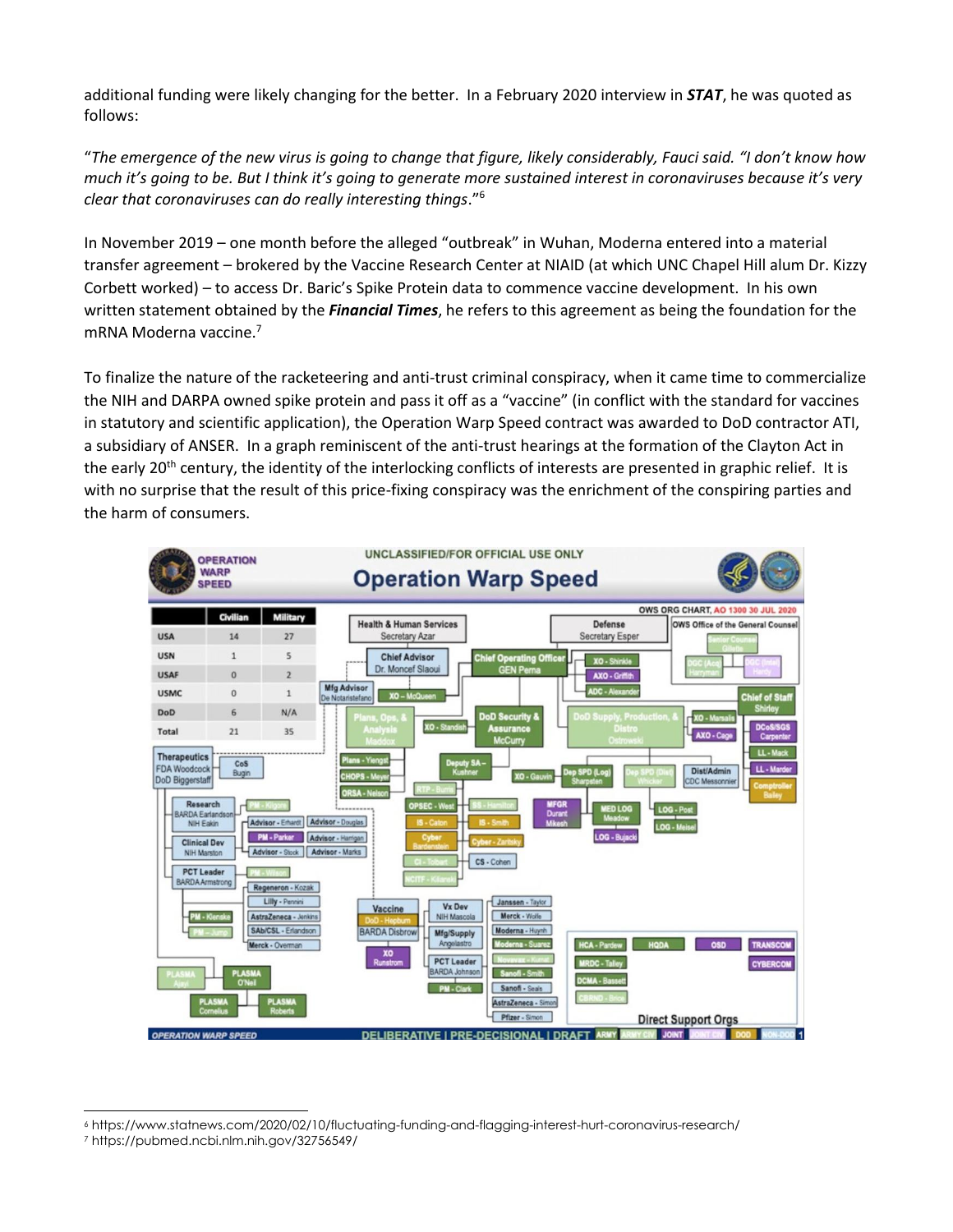additional funding were likely changing for the better. In a February 2020 interview in ***STAT***, he was quoted as follows:

"*The emergence of the new virus is going to change that figure, likely considerably, Fauci said. "I don't know how much it's going to be. But I think it's going to generate more sustained interest in coronaviruses because it's very clear that coronaviruses can do really interesting things*."[6]

In November 2019 – one month before the alleged "outbreak" in Wuhan, Moderna entered into a material transfer agreement – brokered by the Vaccine Research Center at NIAID (at which UNC Chapel Hill alum Dr. Kizzy Corbett worked) – to access Dr. Baric's Spike Protein data to commence vaccine development. In his own written statement obtained by the ***Financial Times***, he refers to this agreement as being the foundation for the mRNA Moderna vaccine.[7]

To finalize the nature of the racketeering and anti-trust criminal conspiracy, when it came time to commercialize the NIH and DARPA owned spike protein and pass it off as a "vaccine" (in conflict with the standard for vaccines in statutory and scientific application), the Operation Warp Speed contract was awarded to DoD contractor ATI, a subsidiary of ANSER. In a graph reminiscent of the anti-trust hearings at the formation of the Clayton Act in the early 20th century, the identity of the interlocking conflicts of interests are presented in graphic relief. It is with no surprise that the result of this price-fixing conspiracy was the enrichment of the conspiring parties and the harm of consumers.

UNCLASSIFIED/FOR OFFICIAL USE ONLY

**Operation Warp Speed**

OWS ORG CHART, AO 1300 30 JUL 2020

| | Civilian | Military |
|---|---|---|
| USA | 14 | 27 |
| USN | 1 | 5 |
| USAF | 0 | 2 |
| USMC | 0 | 1 |
| DoD | 6 | N/A |
| Total | 21 | 35 |

DELIBERATIVE | PRE-DECISIONAL | DRAFT

---

[6] https://www.statnews.com/2020/02/10/fluctuating-funding-and-flagging-interest-hurt-coronavirus-research/

[7] https://pubmed.ncbi.nlm.nih.gov/32756549/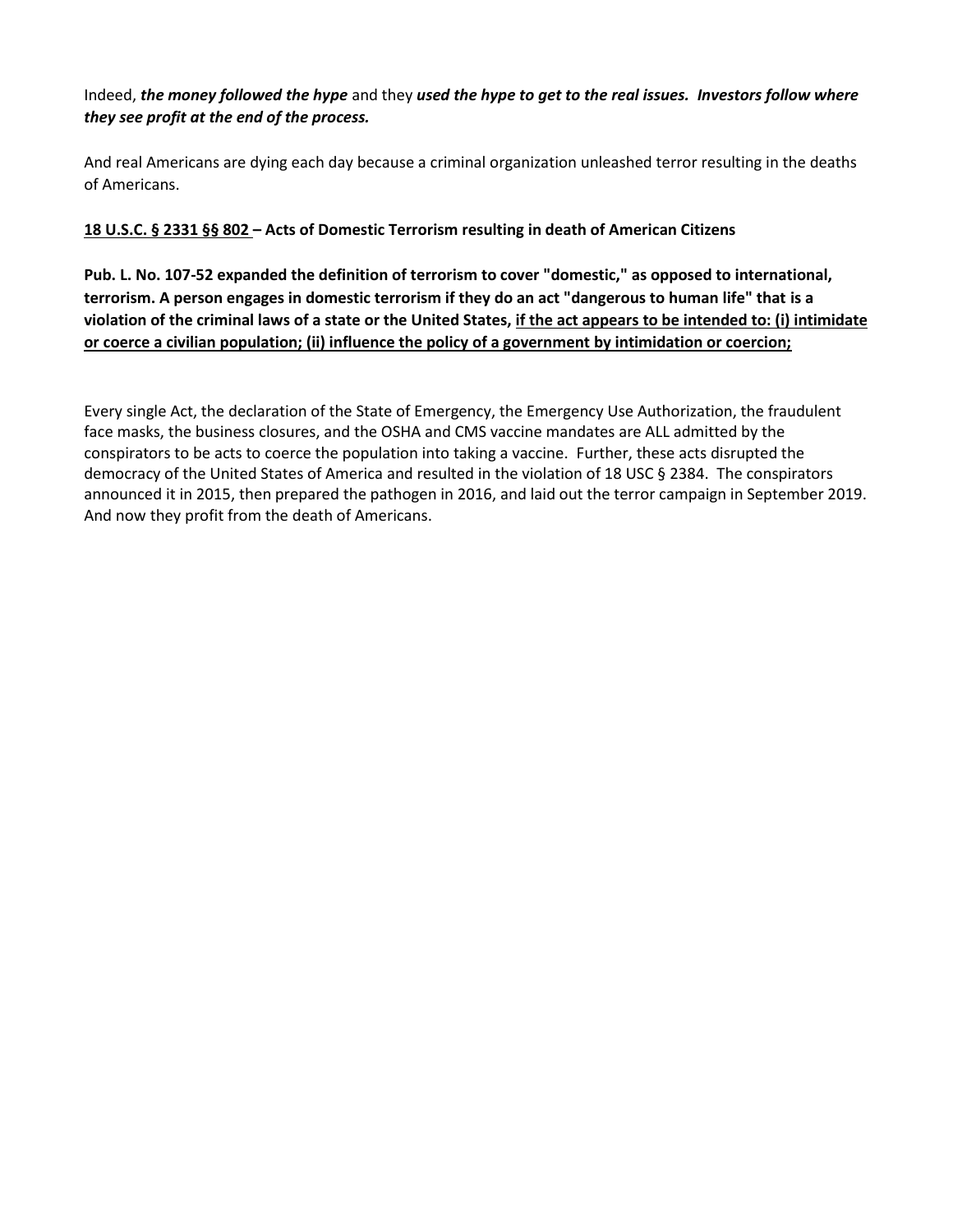Indeed, ***the money followed the hype*** and they ***used the hype to get to the real issues. Investors follow where they see profit at the end of the process.***

And real Americans are dying each day because a criminal organization unleashed terror resulting in the deaths of Americans.

**<u>18 U.S.C. § 2331 §§ 802</u> – Acts of Domestic Terrorism resulting in death of American Citizens**

**Pub. L. No. 107-52 expanded the definition of terrorism to cover "domestic," as opposed to international, terrorism. A person engages in domestic terrorism if they do an act "dangerous to human life" that is a violation of the criminal laws of a state or the United States, <u>if the act appears to be intended to: (i) intimidate or coerce a civilian population; (ii) influence the policy of a government by intimidation or coercion;</u>**

Every single Act, the declaration of the State of Emergency, the Emergency Use Authorization, the fraudulent face masks, the business closures, and the OSHA and CMS vaccine mandates are ALL admitted by the conspirators to be acts to coerce the population into taking a vaccine. Further, these acts disrupted the democracy of the United States of America and resulted in the violation of 18 USC § 2384. The conspirators announced it in 2015, then prepared the pathogen in 2016, and laid out the terror campaign in September 2019. And now they profit from the death of Americans.